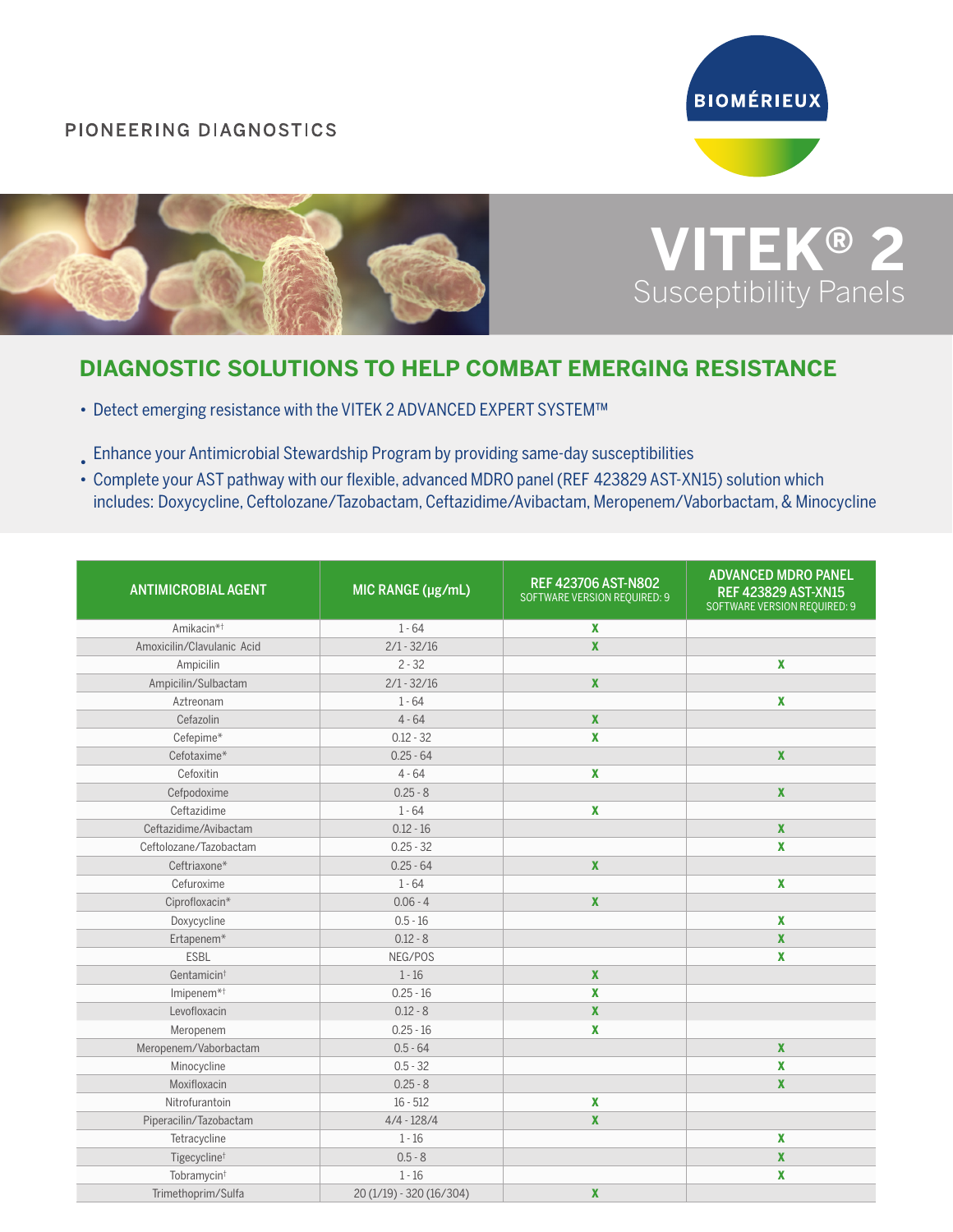PIONEERING DIAGNOSTICS

BIOMÉRIEUX

# VITEK® 2

Susceptibility Panels

## DIAGNOSTIC SOLUTIONS TO HELP COMBAT EMERGING RESISTANCE

- Detect emerging resistance with the VITEK 2 ADVANCED EXPERT SYSTEM™
- Enhance your Antimicrobial Stewardship Program by providing same-day susceptibilities
- Complete your AST pathway with our flexible, advanced MDRO panel (REF 423829 AST-XN15) solution which includes: Doxycycline, Ceftolozane/Tazobactam, Ceftazidime/Avibactam, Meropenem/Vaborbactam, & Minocycline

| ANTIMICROBIAL AGENT | MIC RANGE (µg/mL) | REF 423706 AST-N802 SOFTWARE VERSION REQUIRED: 9 | ADVANCED MDRO PANEL REF 423829 AST-XN15 SOFTWARE VERSION REQUIRED: 9 |
|---|---|---|---|
| Amikacin*† | 1 - 64 | X | |
| Amoxicilin/Clavulanic Acid | 2/1 - 32/16 | X | |
| Ampicilin | 2 - 32 | | X |
| Ampicilin/Sulbactam | 2/1 - 32/16 | X | |
| Aztreonam | 1 - 64 | | X |
| Cefazolin | 4 - 64 | X | |
| Cefepime* | 0.12 - 32 | X | |
| Cefotaxime* | 0.25 - 64 | | X |
| Cefoxitin | 4 - 64 | X | |
| Cefpodoxime | 0.25 - 8 | | X |
| Ceftazidime | 1 - 64 | X | |
| Ceftazidime/Avibactam | 0.12 - 16 | | X |
| Ceftolozane/Tazobactam | 0.25 - 32 | | X |
| Ceftriaxone* | 0.25 - 64 | X | |
| Cefuroxime | 1 - 64 | | X |
| Ciprofloxacin* | 0.06 - 4 | X | |
| Doxycycline | 0.5 - 16 | | X |
| Ertapenem* | 0.12 - 8 | | X |
| ESBL | NEG/POS | | X |
| Gentamicin† | 1 - 16 | X | |
| Imipenem*† | 0.25 - 16 | X | |
| Levofloxacin | 0.12 - 8 | X | |
| Meropenem | 0.25 - 16 | X | |
| Meropenem/Vaborbactam | 0.5 - 64 | | X |
| Minocycline | 0.5 - 32 | | X |
| Moxifloxacin | 0.25 - 8 | | X |
| Nitrofurantoin | 16 - 512 | X | |
| Piperacilin/Tazobactam | 4/4 - 128/4 | X | |
| Tetracycline | 1 - 16 | | X |
| Tigecycline† | 0.5 - 8 | | X |
| Tobramycin† | 1 - 16 | | X |
| Trimethoprim/Sulfa | 20 (1/19) - 320 (16/304) | X | |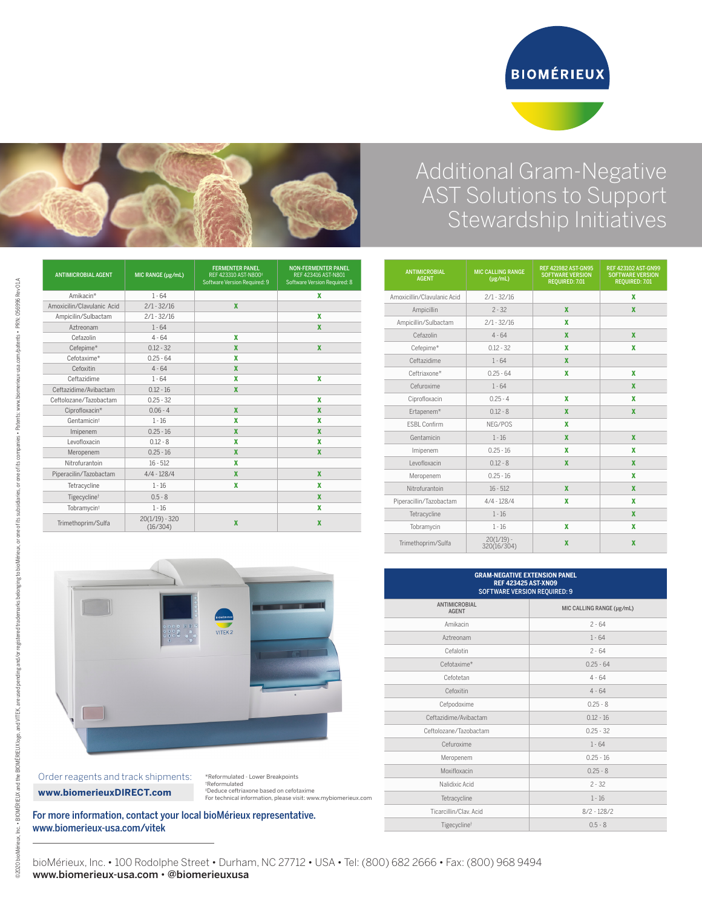# Additional Gram-Negative AST Solutions to Support Stewardship Initiatives

| ANTIMICROBIAL AGENT | MIC RANGE (µg/mL) | FERMENTER PANEL REF 423310 AST-N800[‡] Software Version Required: 9 | NON-FERMENTER PANEL REF 423416 AST-N801 Software Version Required: 8 |
|---|---|---|---|
| Amikacin* | 1 - 64 | | X |
| Amoxicillin/Clavulanic Acid | 2/1 - 32/16 | X | |
| Ampicillin/Sulbactam | 2/1 - 32/16 | | X |
| Aztreonam | 1 - 64 | | X |
| Cefazolin | 4 - 64 | X | |
| Cefepime* | 0.12 - 32 | X | X |
| Cefotaxime* | 0.25 - 64 | X | |
| Cefoxitin | 4 - 64 | X | |
| Ceftazidime | 1 - 64 | X | X |
| Ceftazidime/Avibactam | 0.12 - 16 | X | |
| Ceftolozane/Tazobactam | 0.25 - 32 | | X |
| Ciprofloxacin* | 0.06 - 4 | X | X |
| Gentamicin[†] | 1 - 16 | X | X |
| Imipenem | 0.25 - 16 | X | X |
| Levofloxacin | 0.12 - 8 | X | X |
| Meropenem | 0.25 - 16 | X | X |
| Nitrofurantoin | 16 - 512 | X | |
| Piperacilin/Tazobactam | 4/4 - 128/4 | X | X |
| Tetracycline | 1 - 16 | X | X |
| Tigecycline[†] | 0.5 - 8 | | X |
| Tobramycin[†] | 1 - 16 | | X |
| Trimethoprim/Sulfa | 20(1/19) - 320 (16/304) | X | X |

| ANTIMICROBIAL AGENT | MIC CALLING RANGE (µg/mL) | REF 421982 AST-GN95 SOFTWARE VERSION REQUIRED: 7.01 | REF 423102 AST-GN99 SOFTWARE VERSION REQUIRED: 7.01 |
|---|---|---|---|
| Amoxicillin/Clavulanic Acid | 2/1 - 32/16 | | X |
| Ampicillin | 2 - 32 | X | X |
| Ampicillin/Sulbactam | 2/1 - 32/16 | X | |
| Cefazolin | 4 - 64 | X | X |
| Cefepime* | 0.12 - 32 | X | X |
| Ceftazidime | 1 - 64 | X | |
| Ceftriaxone* | 0.25 - 64 | X | X |
| Cefuroxime | 1 - 64 | | X |
| Ciprofloxacin | 0.25 - 4 | X | X |
| Ertapenem* | 0.12 - 8 | X | X |
| ESBL Confirm | NEG/POS | X | |
| Gentamicin | 1 - 16 | X | X |
| Imipenem | 0.25 - 16 | X | X |
| Levofloxacin | 0.12 - 8 | X | X |
| Meropenem | 0.25 - 16 | | X |
| Nitrofurantoin | 16 - 512 | X | X |
| Piperacillin/Tazobactam | 4/4 - 128/4 | X | X |
| Tetracycline | 1 - 16 | | X |
| Tobramycin | 1 - 16 | X | X |
| Trimethoprim/Sulfa | 20(1/19) - 320(16/304) | X | X |

**GRAM-NEGATIVE EXTENSION PANEL**
**REF 423425 AST-XN09**
**SOFTWARE VERSION REQUIRED: 9**

| ANTIMICROBIAL AGENT | MIC CALLING RANGE (µg/mL) |
|---|---|
| Amikacin | 2 - 64 |
| Aztreonam | 1 - 64 |
| Cefalotin | 2 - 64 |
| Cefotaxime* | 0.25 - 64 |
| Cefotetan | 4 - 64 |
| Cefoxitin | 4 - 64 |
| Cefpodoxime | 0.25 - 8 |
| Ceftazidime/Avibactam | 0.12 - 16 |
| Ceftolozane/Tazobactam | 0.25 - 32 |
| Cefuroxime | 1 - 64 |
| Meropenem | 0.25 - 16 |
| Moxifloxacin | 0.25 - 8 |
| Nalidixic Acid | 2 - 32 |
| Tetracycline | 1 - 16 |
| Ticarcillin/Clav. Acid | 8/2 - 128/2 |
| Tigecycline[†] | 0.5 - 8 |

Order reagents and track shipments:
**www.biomerieuxDIRECT.com**

*Reformulated - Lower Breakpoints
[†]Reformulated
[‡]Deduce ceftriaxone based on cefotaxime
For technical information, please visit: www.mybiomerieux.com

**For more information, contact your local bioMérieux representative.**
**www.biomerieux-usa.com/vitek**

bioMérieux, Inc. • 100 Rodolphe Street • Durham, NC 27712 • USA • Tel: (800) 682 2666 • Fax: (800) 968 9494
**www.biomerieux-usa.com • @biomerieuxusa**

©2020 bioMérieux, Inc. • BIOMÉRIEUX and the BIOMÉRIEUX logo, and VITEK, are used pending and/or registered trademarks belonging to bioMérieux, or one of its subsidiaries, or one of its companies • Patents: www.biomerieux-usa.com/patents • PRN: 056956 Rev01.A